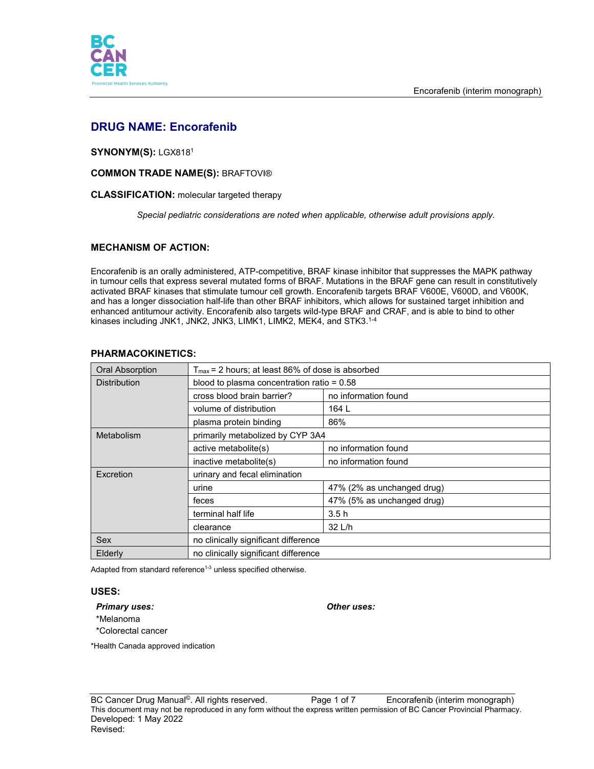# DRUG NAME: Encorafenib

**SYNONYM(S):** LGX818[1]

**COMMON TRADE NAME(S):** BRAFTOVI®

**CLASSIFICATION:** molecular targeted therapy

*Special pediatric considerations are noted when applicable, otherwise adult provisions apply.*

## MECHANISM OF ACTION:

Encorafenib is an orally administered, ATP-competitive, BRAF kinase inhibitor that suppresses the MAPK pathway in tumour cells that express several mutated forms of BRAF. Mutations in the BRAF gene can result in constitutively activated BRAF kinases that stimulate tumour cell growth. Encorafenib targets BRAF V600E, V600D, and V600K, and has a longer dissociation half-life than other BRAF inhibitors, which allows for sustained target inhibition and enhanced antitumour activity. Encorafenib also targets wild-type BRAF and CRAF, and is able to bind to other kinases including JNK1, JNK2, JNK3, LIMK1, LIMK2, MEK4, and STK3.[1-4]

## PHARMACOKINETICS:

| | | |
|---|---|---|
| Oral Absorption | $T_{max}$ = 2 hours; at least 86% of dose is absorbed | |
| Distribution | blood to plasma concentration ratio = 0.58 | |
| | cross blood brain barrier? | no information found |
| | volume of distribution | 164 L |
| | plasma protein binding | 86% |
| Metabolism | primarily metabolized by CYP 3A4 | |
| | active metabolite(s) | no information found |
| | inactive metabolite(s) | no information found |
| Excretion | urinary and fecal elimination | |
| | urine | 47% (2% as unchanged drug) |
| | feces | 47% (5% as unchanged drug) |
| | terminal half life | 3.5 h |
| | clearance | 32 L/h |
| Sex | no clinically significant difference | |
| Elderly | no clinically significant difference | |

Adapted from standard reference[1-3] unless specified otherwise.

## USES:

***Primary uses:***

*Melanoma
*Colorectal cancer

***Other uses:***

*Health Canada approved indication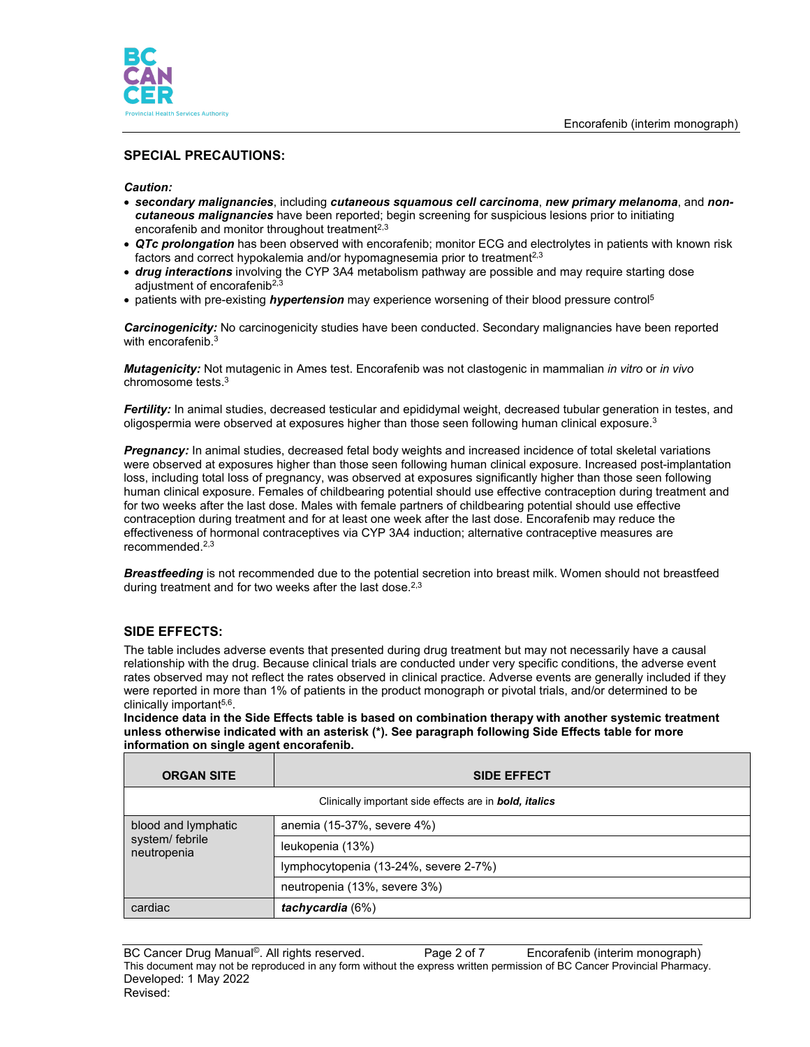## SPECIAL PRECAUTIONS:

***Caution:***

- ***secondary malignancies***, including ***cutaneous squamous cell carcinoma***, ***new primary melanoma***, and ***non-cutaneous malignancies*** have been reported; begin screening for suspicious lesions prior to initiating encorafenib and monitor throughout treatment[2,3]
- ***QTc prolongation*** has been observed with encorafenib; monitor ECG and electrolytes in patients with known risk factors and correct hypokalemia and/or hypomagnesemia prior to treatment[2,3]
- ***drug interactions*** involving the CYP 3A4 metabolism pathway are possible and may require starting dose adjustment of encorafenib[2,3]
- patients with pre-existing ***hypertension*** may experience worsening of their blood pressure control[5]

***Carcinogenicity:*** No carcinogenicity studies have been conducted. Secondary malignancies have been reported with encorafenib.[3]

***Mutagenicity:*** Not mutagenic in Ames test. Encorafenib was not clastogenic in mammalian *in vitro* or *in vivo* chromosome tests.[3]

***Fertility:*** In animal studies, decreased testicular and epididymal weight, decreased tubular generation in testes, and oligospermia were observed at exposures higher than those seen following human clinical exposure.[3]

***Pregnancy:*** In animal studies, decreased fetal body weights and increased incidence of total skeletal variations were observed at exposures higher than those seen following human clinical exposure. Increased post-implantation loss, including total loss of pregnancy, was observed at exposures significantly higher than those seen following human clinical exposure. Females of childbearing potential should use effective contraception during treatment and for two weeks after the last dose. Males with female partners of childbearing potential should use effective contraception during treatment and for at least one week after the last dose. Encorafenib may reduce the effectiveness of hormonal contraceptives via CYP 3A4 induction; alternative contraceptive measures are recommended.[2,3]

***Breastfeeding*** is not recommended due to the potential secretion into breast milk. Women should not breastfeed during treatment and for two weeks after the last dose.[2,3]

## SIDE EFFECTS:

The table includes adverse events that presented during drug treatment but may not necessarily have a causal relationship with the drug. Because clinical trials are conducted under very specific conditions, the adverse event rates observed may not reflect the rates observed in clinical practice. Adverse events are generally included if they were reported in more than 1% of patients in the product monograph or pivotal trials, and/or determined to be clinically important[5,6].

**Incidence data in the Side Effects table is based on combination therapy with another systemic treatment unless otherwise indicated with an asterisk (*). See paragraph following Side Effects table for more information on single agent encorafenib.**

| ORGAN SITE | SIDE EFFECT |
|---|---|
| Clinically important side effects are in ***bold, italics*** | |
| blood and lymphatic system/ febrile neutropenia | anemia (15-37%, severe 4%) |
| | leukopenia (13%) |
| | lymphocytopenia (13-24%, severe 2-7%) |
| | neutropenia (13%, severe 3%) |
| cardiac | ***tachycardia*** (6%) |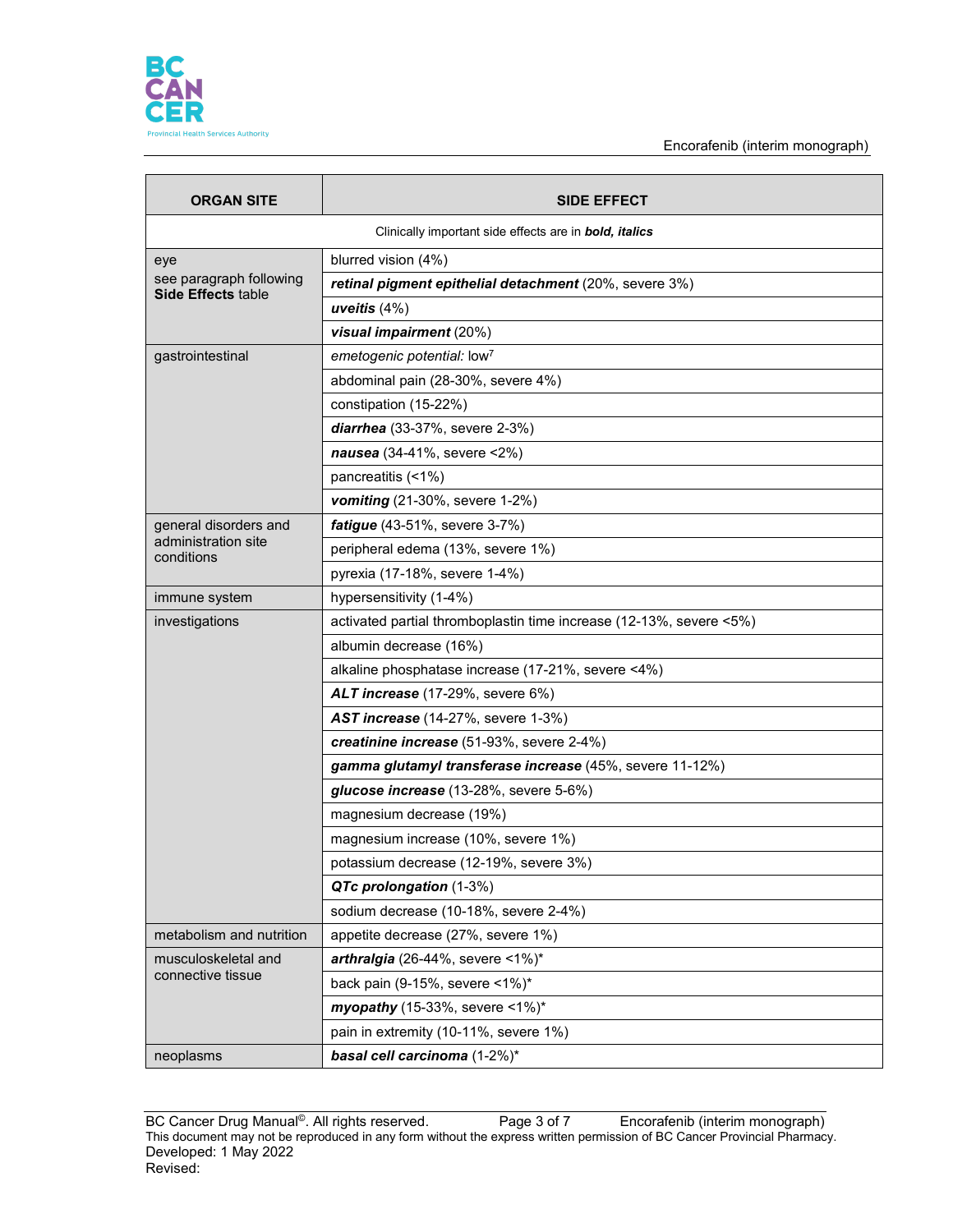| ORGAN SITE | SIDE EFFECT |
|---|---|
| Clinically important side effects are in ***bold, italics*** | |
| eye<br>see paragraph following **Side Effects** table | blurred vision (4%) |
| | ***retinal pigment epithelial detachment*** (20%, severe 3%) |
| | ***uveitis*** (4%) |
| | ***visual impairment*** (20%) |
| gastrointestinal | *emetogenic potential:* low[7] |
| | abdominal pain (28-30%, severe 4%) |
| | constipation (15-22%) |
| | ***diarrhea*** (33-37%, severe 2-3%) |
| | ***nausea*** (34-41%, severe <2%) |
| | pancreatitis (<1%) |
| | ***vomiting*** (21-30%, severe 1-2%) |
| general disorders and administration site conditions | ***fatigue*** (43-51%, severe 3-7%) |
| | peripheral edema (13%, severe 1%) |
| | pyrexia (17-18%, severe 1-4%) |
| immune system | hypersensitivity (1-4%) |
| investigations | activated partial thromboplastin time increase (12-13%, severe <5%) |
| | albumin decrease (16%) |
| | alkaline phosphatase increase (17-21%, severe <4%) |
| | ***ALT increase*** (17-29%, severe 6%) |
| | ***AST increase*** (14-27%, severe 1-3%) |
| | ***creatinine increase*** (51-93%, severe 2-4%) |
| | ***gamma glutamyl transferase increase*** (45%, severe 11-12%) |
| | ***glucose increase*** (13-28%, severe 5-6%) |
| | magnesium decrease (19%) |
| | magnesium increase (10%, severe 1%) |
| | potassium decrease (12-19%, severe 3%) |
| | ***QTc prolongation*** (1-3%) |
| | sodium decrease (10-18%, severe 2-4%) |
| metabolism and nutrition | appetite decrease (27%, severe 1%) |
| musculoskeletal and connective tissue | ***arthralgia*** (26-44%, severe <1%)* |
| | back pain (9-15%, severe <1%)* |
| | ***myopathy*** (15-33%, severe <1%)* |
| | pain in extremity (10-11%, severe 1%) |
| neoplasms | ***basal cell carcinoma*** (1-2%)* |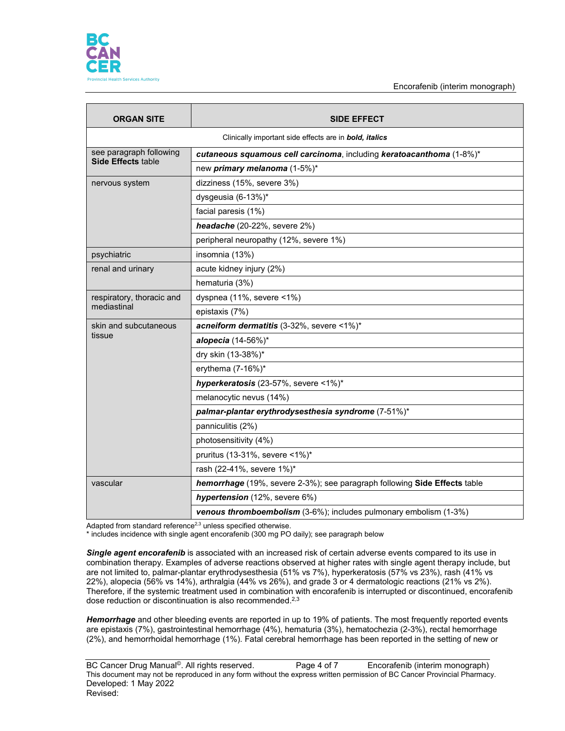| ORGAN SITE | SIDE EFFECT |
|---|---|
| | Clinically important side effects are in ***bold, italics*** |
| see paragraph following **Side Effects** table | ***cutaneous squamous cell carcinoma***, including ***keratoacanthoma*** (1-8%)* |
| | new ***primary melanoma*** (1-5%)* |
| nervous system | dizziness (15%, severe 3%) |
| | dysgeusia (6-13%)* |
| | facial paresis (1%) |
| | ***headache*** (20-22%, severe 2%) |
| | peripheral neuropathy (12%, severe 1%) |
| psychiatric | insomnia (13%) |
| renal and urinary | acute kidney injury (2%) |
| | hematuria (3%) |
| respiratory, thoracic and mediastinal | dyspnea (11%, severe <1%) |
| | epistaxis (7%) |
| skin and subcutaneous tissue | ***acneiform dermatitis*** (3-32%, severe <1%)* |
| | ***alopecia*** (14-56%)* |
| | dry skin (13-38%)* |
| | erythema (7-16%)* |
| | ***hyperkeratosis*** (23-57%, severe <1%)* |
| | melanocytic nevus (14%) |
| | ***palmar-plantar erythrodysesthesia syndrome*** (7-51%)* |
| | panniculitis (2%) |
| | photosensitivity (4%) |
| | pruritus (13-31%, severe <1%)* |
| | rash (22-41%, severe 1%)* |
| vascular | ***hemorrhage*** (19%, severe 2-3%); see paragraph following **Side Effects** table |
| | ***hypertension*** (12%, severe 6%) |
| | ***venous thromboembolism*** (3-6%); includes pulmonary embolism (1-3%) |

Adapted from standard reference[2,3] unless specified otherwise.
* includes incidence with single agent encorafenib (300 mg PO daily); see paragraph below

***Single agent encorafenib*** is associated with an increased risk of certain adverse events compared to its use in combination therapy. Examples of adverse reactions observed at higher rates with single agent therapy include, but are not limited to, palmar-plantar erythrodysesthesia (51% vs 7%), hyperkeratosis (57% vs 23%), rash (41% vs 22%), alopecia (56% vs 14%), arthralgia (44% vs 26%), and grade 3 or 4 dermatologic reactions (21% vs 2%). Therefore, if the systemic treatment used in combination with encorafenib is interrupted or discontinued, encorafenib dose reduction or discontinuation is also recommended.[2,3]

***Hemorrhage*** and other bleeding events are reported in up to 19% of patients. The most frequently reported events are epistaxis (7%), gastrointestinal hemorrhage (4%), hematuria (3%), hematochezia (2-3%), rectal hemorrhage (2%), and hemorrhoidal hemorrhage (1%). Fatal cerebral hemorrhage has been reported in the setting of new or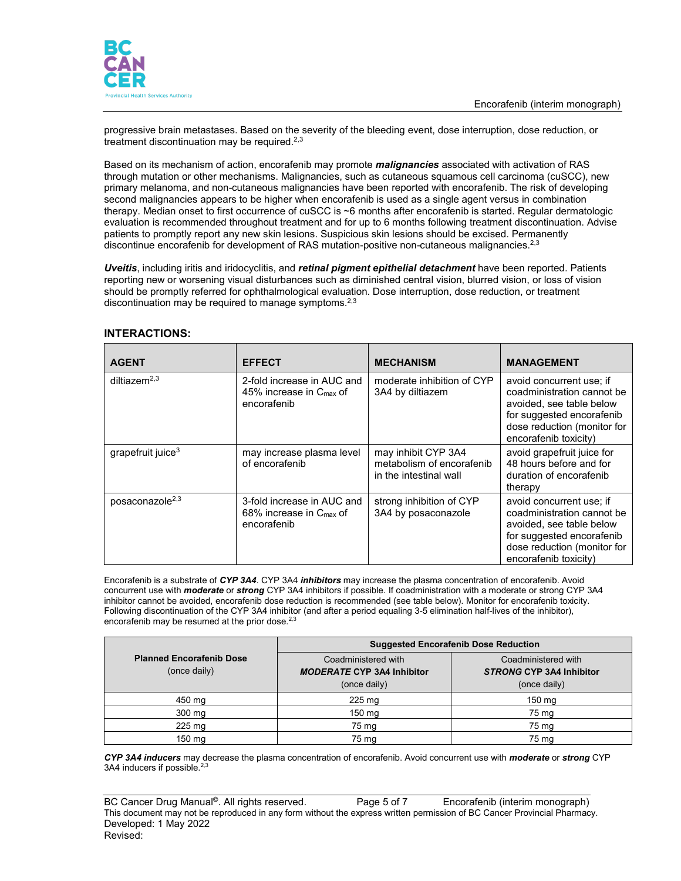progressive brain metastases. Based on the severity of the bleeding event, dose interruption, dose reduction, or treatment discontinuation may be required.[2,3]

Based on its mechanism of action, encorafenib may promote ***malignancies*** associated with activation of RAS through mutation or other mechanisms. Malignancies, such as cutaneous squamous cell carcinoma (cuSCC), new primary melanoma, and non-cutaneous malignancies have been reported with encorafenib. The risk of developing second malignancies appears to be higher when encorafenib is used as a single agent versus in combination therapy. Median onset to first occurrence of cuSCC is ~6 months after encorafenib is started. Regular dermatologic evaluation is recommended throughout treatment and for up to 6 months following treatment discontinuation. Advise patients to promptly report any new skin lesions. Suspicious skin lesions should be excised. Permanently discontinue encorafenib for development of RAS mutation-positive non-cutaneous malignancies.[2,3]

***Uveitis***, including iritis and iridocyclitis, and ***retinal pigment epithelial detachment*** have been reported. Patients reporting new or worsening visual disturbances such as diminished central vision, blurred vision, or loss of vision should be promptly referred for ophthalmological evaluation. Dose interruption, dose reduction, or treatment discontinuation may be required to manage symptoms.[2,3]

## INTERACTIONS:

| AGENT | EFFECT | MECHANISM | MANAGEMENT |
|---|---|---|---|
| diltiazem[2,3] | 2-fold increase in AUC and 45% increase in $C_{max}$ of encorafenib | moderate inhibition of CYP 3A4 by diltiazem | avoid concurrent use; if coadministration cannot be avoided, see table below for suggested encorafenib dose reduction (monitor for encorafenib toxicity) |
| grapefruit juice[3] | may increase plasma level of encorafenib | may inhibit CYP 3A4 metabolism of encorafenib in the intestinal wall | avoid grapefruit juice for 48 hours before and for duration of encorafenib therapy |
| posaconazole[2,3] | 3-fold increase in AUC and 68% increase in $C_{max}$ of encorafenib | strong inhibition of CYP 3A4 by posaconazole | avoid concurrent use; if coadministration cannot be avoided, see table below for suggested encorafenib dose reduction (monitor for encorafenib toxicity) |

Encorafenib is a substrate of ***CYP 3A4***. CYP 3A4 ***inhibitors*** may increase the plasma concentration of encorafenib. Avoid concurrent use with ***moderate*** or ***strong*** CYP 3A4 inhibitors if possible. If coadministration with a moderate or strong CYP 3A4 inhibitor cannot be avoided, encorafenib dose reduction is recommended (see table below). Monitor for encorafenib toxicity. Following discontinuation of the CYP 3A4 inhibitor (and after a period equaling 3-5 elimination half-lives of the inhibitor), encorafenib may be resumed at the prior dose.[2,3]

| **Planned Encorafenib Dose** (once daily) | **Suggested Encorafenib Dose Reduction** | |
|---|---|---|
| | Coadministered with ***MODERATE*** **CYP 3A4 Inhibitor** (once daily) | Coadministered with ***STRONG*** **CYP 3A4 Inhibitor** (once daily) |
| 450 mg | 225 mg | 150 mg |
| 300 mg | 150 mg | 75 mg |
| 225 mg | 75 mg | 75 mg |
| 150 mg | 75 mg | 75 mg |

***CYP 3A4 inducers*** may decrease the plasma concentration of encorafenib. Avoid concurrent use with ***moderate*** or ***strong*** CYP 3A4 inducers if possible.[2,3]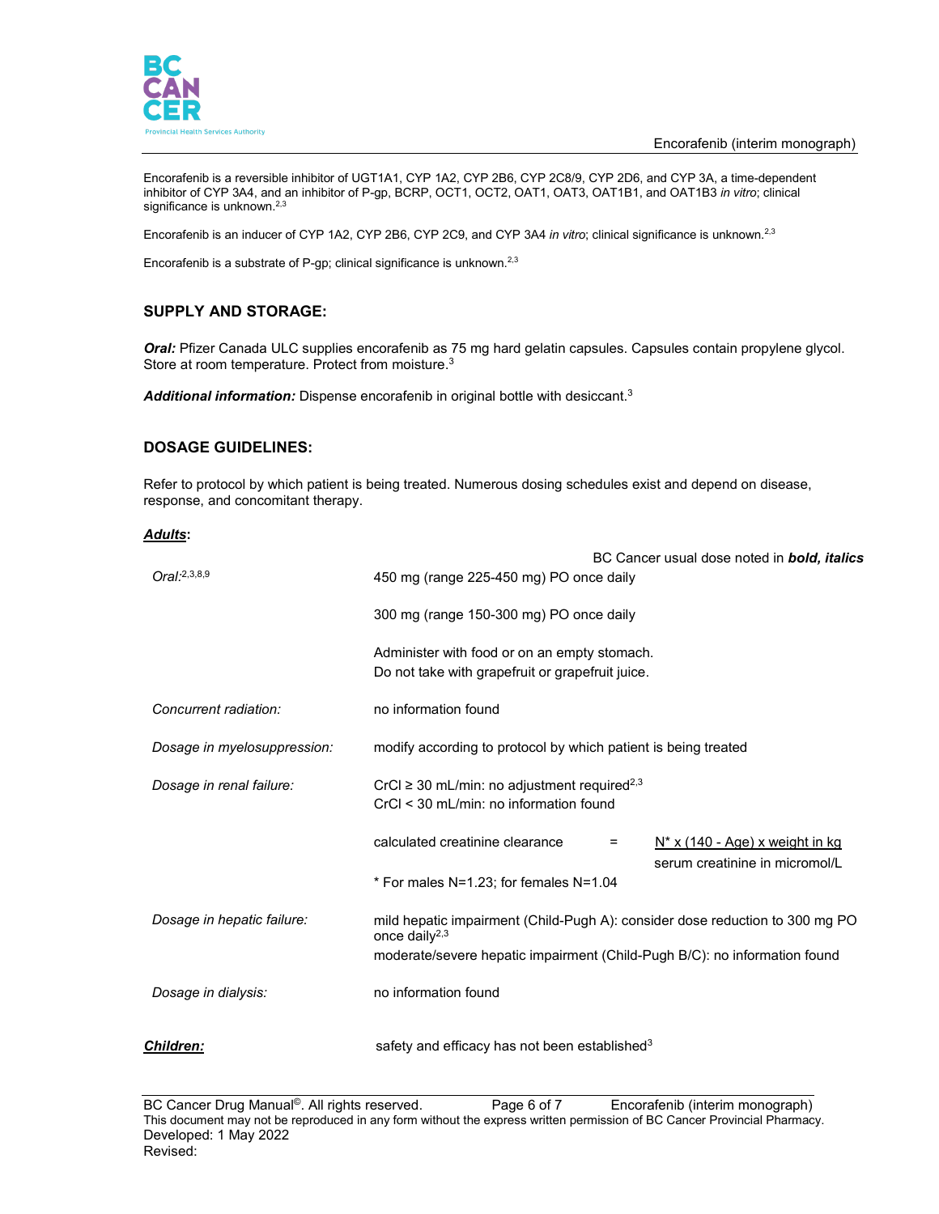Encorafenib is a reversible inhibitor of UGT1A1, CYP 1A2, CYP 2B6, CYP 2C8/9, CYP 2D6, and CYP 3A, a time-dependent inhibitor of CYP 3A4, and an inhibitor of P-gp, BCRP, OCT1, OCT2, OAT1, OAT3, OAT1B1, and OAT1B3 *in vitro*; clinical significance is unknown.[2,3]

Encorafenib is an inducer of CYP 1A2, CYP 2B6, CYP 2C9, and CYP 3A4 *in vitro*; clinical significance is unknown.[2,3]

Encorafenib is a substrate of P-gp; clinical significance is unknown.[2,3]

## SUPPLY AND STORAGE:

***Oral:*** Pfizer Canada ULC supplies encorafenib as 75 mg hard gelatin capsules. Capsules contain propylene glycol. Store at room temperature. Protect from moisture.[3]

***Additional information:*** Dispense encorafenib in original bottle with desiccant.[3]

## DOSAGE GUIDELINES:

Refer to protocol by which patient is being treated. Numerous dosing schedules exist and depend on disease, response, and concomitant therapy.

***Adults*:**

BC Cancer usual dose noted in ***bold, italics***

| | |
|---|---|
| *Oral:*[2,3,8,9] | 450 mg (range 225-450 mg) PO once daily<br><br>300 mg (range 150-300 mg) PO once daily<br><br>Administer with food or on an empty stomach.<br>Do not take with grapefruit or grapefruit juice. |
| *Concurrent radiation:* | no information found |
| *Dosage in myelosuppression:* | modify according to protocol by which patient is being treated |
| *Dosage in renal failure:* | CrCl ≥ 30 mL/min: no adjustment required[2,3]<br>CrCl < 30 mL/min: no information found<br><br>calculated creatinine clearance = $\frac{N^* \times (140 - \text{Age}) \times \text{weight in kg}}{\text{serum creatinine in micromol/L}}$<br><br>* For males N=1.23; for females N=1.04 |
| *Dosage in hepatic failure:* | mild hepatic impairment (Child-Pugh A): consider dose reduction to 300 mg PO once daily[2,3]<br>moderate/severe hepatic impairment (Child-Pugh B/C): no information found |
| *Dosage in dialysis:* | no information found |

***Children:*** safety and efficacy has not been established[3]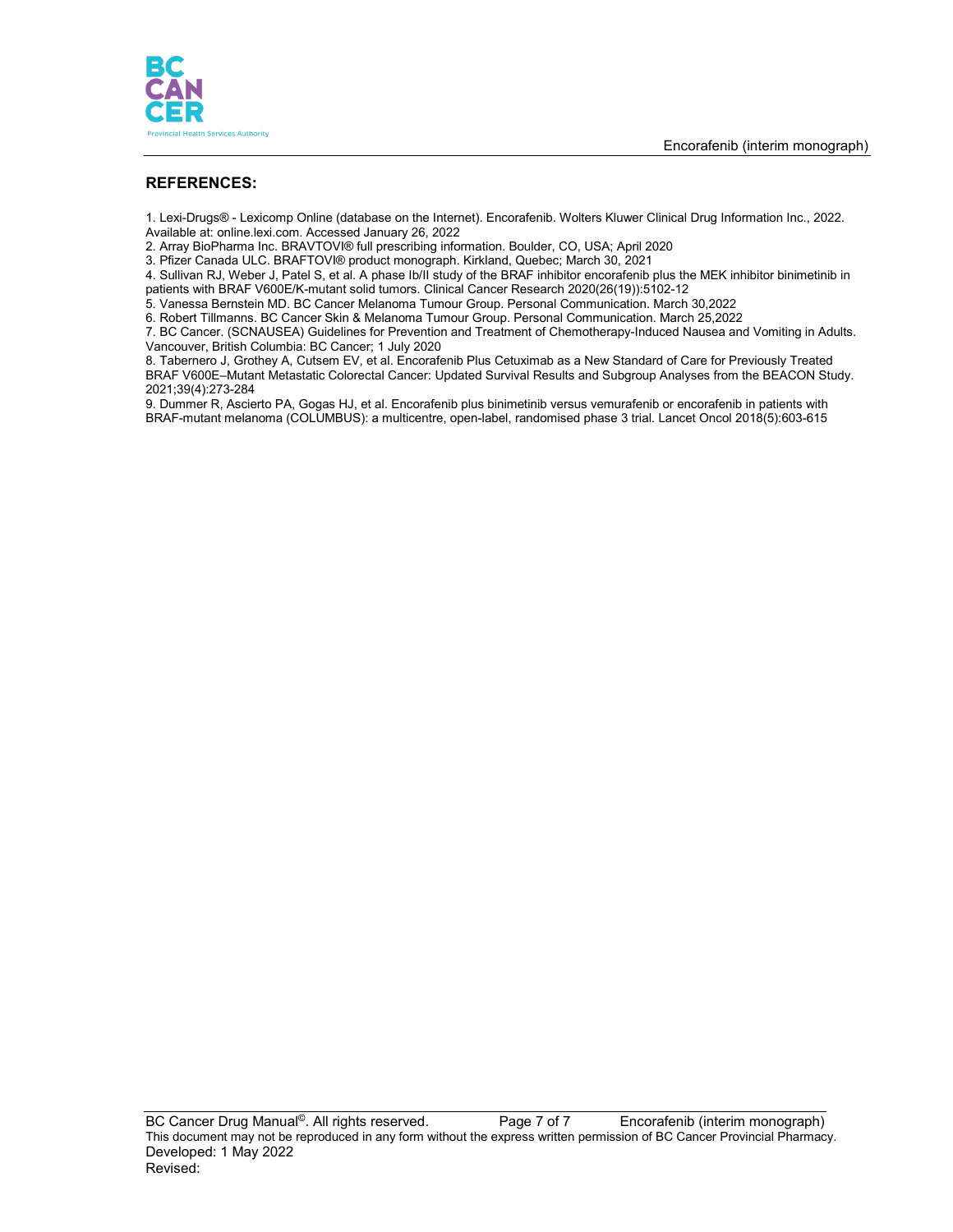## REFERENCES:

1. Lexi-Drugs® - Lexicomp Online (database on the Internet). Encorafenib. Wolters Kluwer Clinical Drug Information Inc., 2022. Available at: online.lexi.com. Accessed January 26, 2022
2. Array BioPharma Inc. BRAVTOVI® full prescribing information. Boulder, CO, USA; April 2020
3. Pfizer Canada ULC. BRAFTOVI® product monograph. Kirkland, Quebec; March 30, 2021
4. Sullivan RJ, Weber J, Patel S, et al. A phase Ib/II study of the BRAF inhibitor encorafenib plus the MEK inhibitor binimetinib in patients with BRAF V600E/K-mutant solid tumors. Clinical Cancer Research 2020(26(19)):5102-12
5. Vanessa Bernstein MD. BC Cancer Melanoma Tumour Group. Personal Communication. March 30,2022
6. Robert Tillmanns. BC Cancer Skin & Melanoma Tumour Group. Personal Communication. March 25,2022
7. BC Cancer. (SCNAUSEA) Guidelines for Prevention and Treatment of Chemotherapy-Induced Nausea and Vomiting in Adults. Vancouver, British Columbia: BC Cancer; 1 July 2020
8. Tabernero J, Grothey A, Cutsem EV, et al. Encorafenib Plus Cetuximab as a New Standard of Care for Previously Treated BRAF V600E–Mutant Metastatic Colorectal Cancer: Updated Survival Results and Subgroup Analyses from the BEACON Study. 2021;39(4):273-284
9. Dummer R, Ascierto PA, Gogas HJ, et al. Encorafenib plus binimetinib versus vemurafenib or encorafenib in patients with BRAF-mutant melanoma (COLUMBUS): a multicentre, open-label, randomised phase 3 trial. Lancet Oncol 2018(5):603-615

This document may not be reproduced in any form without the express written permission of BC Cancer Provincial Pharmacy.
Developed: 1 May 2022
Revised: